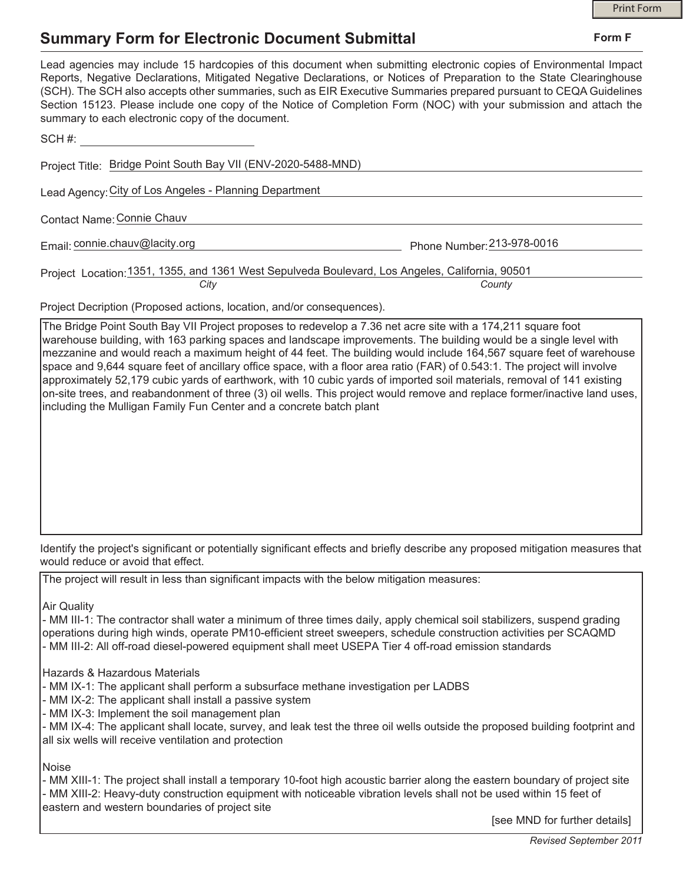Print Form

# Summary Form for Electronic Document Submittal

**Form F**

Lead agencies may include 15 hardcopies of this document when submitting electronic copies of Environmental Impact Reports, Negative Declarations, Mitigated Negative Declarations, or Notices of Preparation to the State Clearinghouse (SCH). The SCH also accepts other summaries, such as EIR Executive Summaries prepared pursuant to CEQA Guidelines Section 15123. Please include one copy of the Notice of Completion Form (NOC) with your submission and attach the summary to each electronic copy of the document.

SCH #: ______________________

Project Title: Bridge Point South Bay VII (ENV-2020-5488-MND)

Lead Agency: City of Los Angeles - Planning Department

Contact Name: Connie Chauv

Email: connie.chauv@lacity.org    Phone Number: 213-978-0016

Project Location: 1351, 1355, and 1361 West Sepulveda Boulevard, Los Angeles, California, 90501

*City*    *County*

Project Decription (Proposed actions, location, and/or consequences).

The Bridge Point South Bay VII Project proposes to redevelop a 7.36 net acre site with a 174,211 square foot warehouse building, with 163 parking spaces and landscape improvements. The building would be a single level with mezzanine and would reach a maximum height of 44 feet. The building would include 164,567 square feet of warehouse space and 9,644 square feet of ancillary office space, with a floor area ratio (FAR) of 0.543:1. The project will involve approximately 52,179 cubic yards of earthwork, with 10 cubic yards of imported soil materials, removal of 141 existing on-site trees, and reabandonment of three (3) oil wells. This project would remove and replace former/inactive land uses, including the Mulligan Family Fun Center and a concrete batch plant

Identify the project's significant or potentially significant effects and briefly describe any proposed mitigation measures that would reduce or avoid that effect.

The project will result in less than significant impacts with the below mitigation measures:

Air Quality
- MM III-1: The contractor shall water a minimum of three times daily, apply chemical soil stabilizers, suspend grading operations during high winds, operate PM10-efficient street sweepers, schedule construction activities per SCAQMD
- MM III-2: All off-road diesel-powered equipment shall meet USEPA Tier 4 off-road emission standards

Hazards & Hazardous Materials
- MM IX-1: The applicant shall perform a subsurface methane investigation per LADBS
- MM IX-2: The applicant shall install a passive system
- MM IX-3: Implement the soil management plan
- MM IX-4: The applicant shall locate, survey, and leak test the three oil wells outside the proposed building footprint and all six wells will receive ventilation and protection

Noise
- MM XIII-1: The project shall install a temporary 10-foot high acoustic barrier along the eastern boundary of project site
- MM XIII-2: Heavy-duty construction equipment with noticeable vibration levels shall not be used within 15 feet of eastern and western boundaries of project site

[see MND for further details]

*Revised September 2011*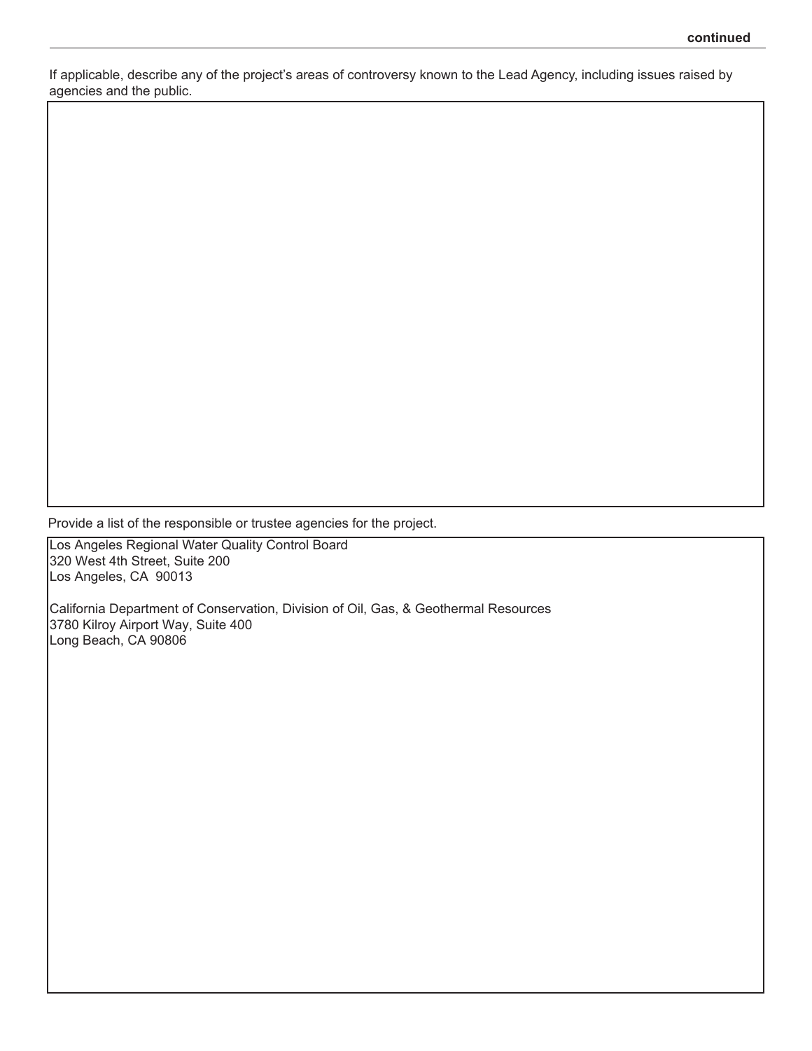**continued**

If applicable, describe any of the project's areas of controversy known to the Lead Agency, including issues raised by agencies and the public.

Provide a list of the responsible or trustee agencies for the project.

Los Angeles Regional Water Quality Control Board
320 West 4th Street, Suite 200
Los Angeles, CA 90013

California Department of Conservation, Division of Oil, Gas, & Geothermal Resources
3780 Kilroy Airport Way, Suite 400
Long Beach, CA 90806